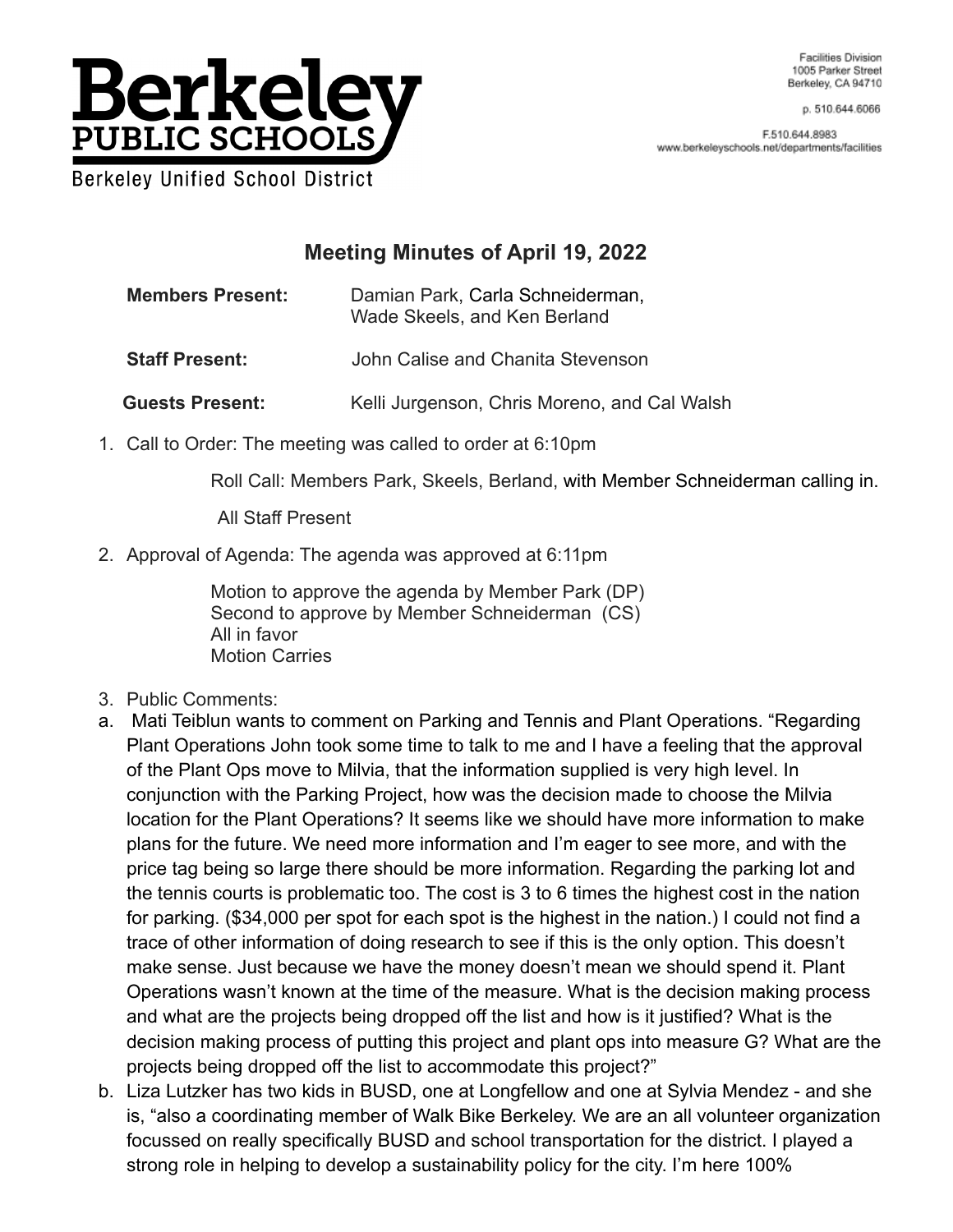# Berkeley PUBLIC SCHOOLS

Berkeley Unified School District

Facilities Division
1005 Parker Street
Berkeley, CA 94710

p. 510.644.6066

F.510.644.8983
www.berkeleyschools.net/departments/facilities

## Meeting Minutes of April 19, 2022

**Members Present:** Damian Park, Carla Schneiderman, Wade Skeels, and Ken Berland

**Staff Present:** John Calise and Chanita Stevenson

**Guests Present:** Kelli Jurgenson, Chris Moreno, and Cal Walsh

1. Call to Order: The meeting was called to order at 6:10pm

   Roll Call: Members Park, Skeels, Berland, with Member Schneiderman calling in.

   All Staff Present

2. Approval of Agenda: The agenda was approved at 6:11pm

   Motion to approve the agenda by Member Park (DP)
   Second to approve by Member Schneiderman (CS)
   All in favor
   Motion Carries

3. Public Comments:

a. Mati Teiblun wants to comment on Parking and Tennis and Plant Operations. "Regarding Plant Operations John took some time to talk to me and I have a feeling that the approval of the Plant Ops move to Milvia, that the information supplied is very high level. In conjunction with the Parking Project, how was the decision made to choose the Milvia location for the Plant Operations? It seems like we should have more information to make plans for the future. We need more information and I'm eager to see more, and with the price tag being so large there should be more information. Regarding the parking lot and the tennis courts is problematic too. The cost is 3 to 6 times the highest cost in the nation for parking. ($34,000 per spot for each spot is the highest in the nation.) I could not find a trace of other information of doing research to see if this is the only option. This doesn't make sense. Just because we have the money doesn't mean we should spend it. Plant Operations wasn't known at the time of the measure. What is the decision making process and what are the projects being dropped off the list and how is it justified? What is the decision making process of putting this project and plant ops into measure G? What are the projects being dropped off the list to accommodate this project?"

b. Liza Lutzker has two kids in BUSD, one at Longfellow and one at Sylvia Mendez - and she is, "also a coordinating member of Walk Bike Berkeley. We are an all volunteer organization focussed on really specifically BUSD and school transportation for the district. I played a strong role in helping to develop a sustainability policy for the city. I'm here 100%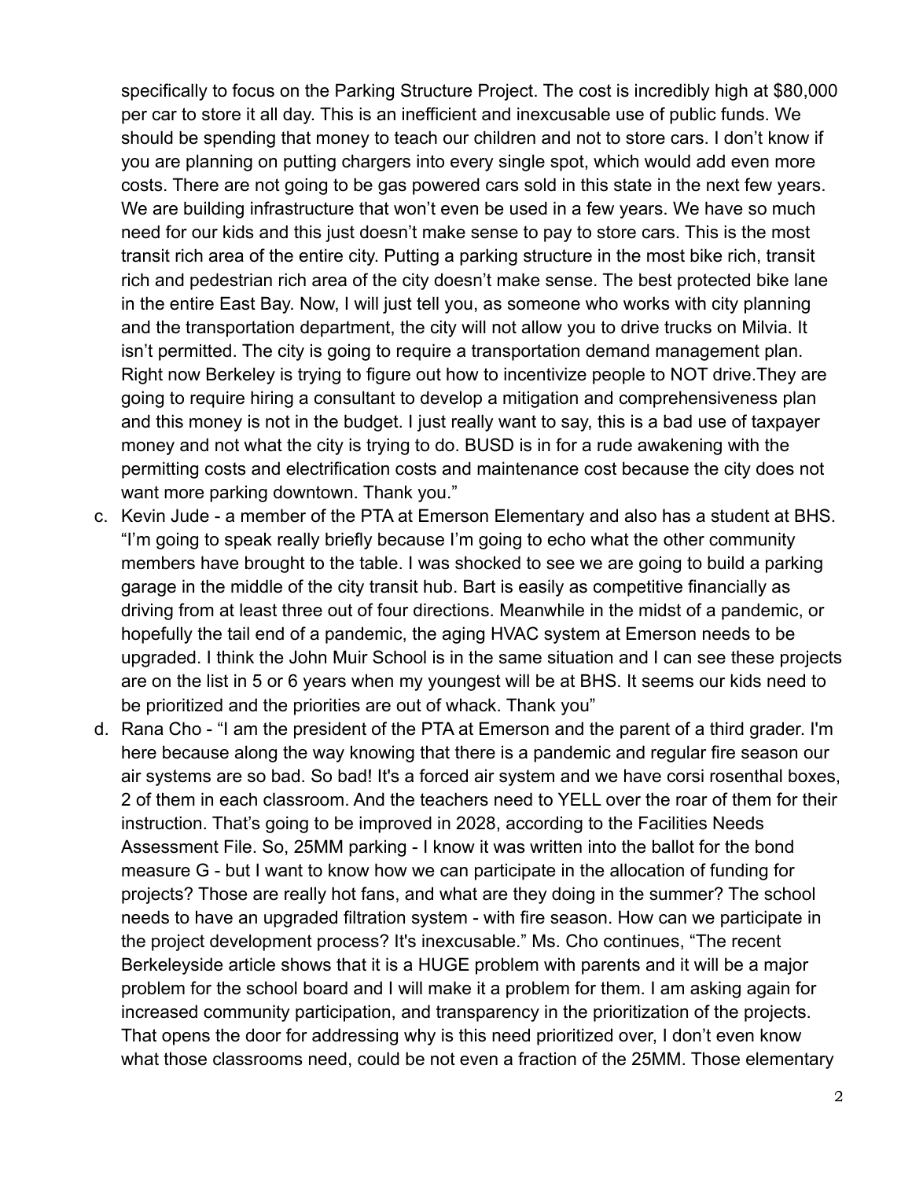specifically to focus on the Parking Structure Project. The cost is incredibly high at $80,000 per car to store it all day. This is an inefficient and inexcusable use of public funds. We should be spending that money to teach our children and not to store cars. I don't know if you are planning on putting chargers into every single spot, which would add even more costs. There are not going to be gas powered cars sold in this state in the next few years. We are building infrastructure that won't even be used in a few years. We have so much need for our kids and this just doesn't make sense to pay to store cars. This is the most transit rich area of the entire city. Putting a parking structure in the most bike rich, transit rich and pedestrian rich area of the city doesn't make sense. The best protected bike lane in the entire East Bay. Now, I will just tell you, as someone who works with city planning and the transportation department, the city will not allow you to drive trucks on Milvia. It isn't permitted. The city is going to require a transportation demand management plan. Right now Berkeley is trying to figure out how to incentivize people to NOT drive.They are going to require hiring a consultant to develop a mitigation and comprehensiveness plan and this money is not in the budget. I just really want to say, this is a bad use of taxpayer money and not what the city is trying to do. BUSD is in for a rude awakening with the permitting costs and electrification costs and maintenance cost because the city does not want more parking downtown. Thank you."

c. Kevin Jude - a member of the PTA at Emerson Elementary and also has a student at BHS. "I'm going to speak really briefly because I'm going to echo what the other community members have brought to the table. I was shocked to see we are going to build a parking garage in the middle of the city transit hub. Bart is easily as competitive financially as driving from at least three out of four directions. Meanwhile in the midst of a pandemic, or hopefully the tail end of a pandemic, the aging HVAC system at Emerson needs to be upgraded. I think the John Muir School is in the same situation and I can see these projects are on the list in 5 or 6 years when my youngest will be at BHS. It seems our kids need to be prioritized and the priorities are out of whack. Thank you"

d. Rana Cho - "I am the president of the PTA at Emerson and the parent of a third grader. I'm here because along the way knowing that there is a pandemic and regular fire season our air systems are so bad. So bad! It's a forced air system and we have corsi rosenthal boxes, 2 of them in each classroom. And the teachers need to YELL over the roar of them for their instruction. That's going to be improved in 2028, according to the Facilities Needs Assessment File. So, 25MM parking - I know it was written into the ballot for the bond measure G - but I want to know how we can participate in the allocation of funding for projects? Those are really hot fans, and what are they doing in the summer? The school needs to have an upgraded filtration system - with fire season. How can we participate in the project development process? It's inexcusable." Ms. Cho continues, "The recent Berkeleyside article shows that it is a HUGE problem with parents and it will be a major problem for the school board and I will make it a problem for them. I am asking again for increased community participation, and transparency in the prioritization of the projects. That opens the door for addressing why is this need prioritized over, I don't even know what those classrooms need, could be not even a fraction of the 25MM. Those elementary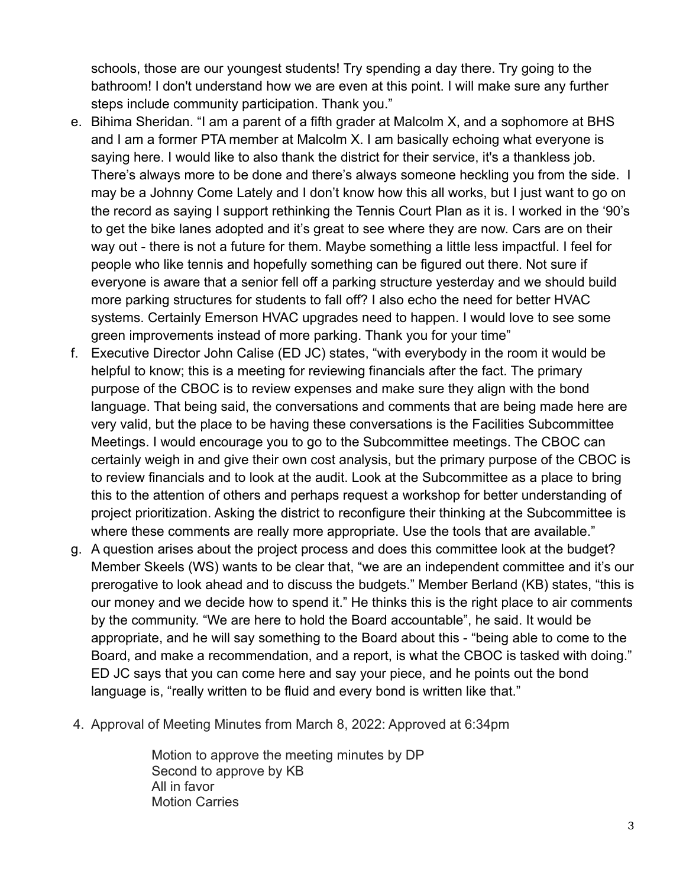schools, those are our youngest students! Try spending a day there. Try going to the bathroom! I don't understand how we are even at this point. I will make sure any further steps include community participation. Thank you."

e. Bihima Sheridan. "I am a parent of a fifth grader at Malcolm X, and a sophomore at BHS and I am a former PTA member at Malcolm X. I am basically echoing what everyone is saying here. I would like to also thank the district for their service, it's a thankless job. There's always more to be done and there's always someone heckling you from the side. I may be a Johnny Come Lately and I don't know how this all works, but I just want to go on the record as saying I support rethinking the Tennis Court Plan as it is. I worked in the '90's to get the bike lanes adopted and it's great to see where they are now. Cars are on their way out - there is not a future for them. Maybe something a little less impactful. I feel for people who like tennis and hopefully something can be figured out there. Not sure if everyone is aware that a senior fell off a parking structure yesterday and we should build more parking structures for students to fall off? I also echo the need for better HVAC systems. Certainly Emerson HVAC upgrades need to happen. I would love to see some green improvements instead of more parking. Thank you for your time"

f. Executive Director John Calise (ED JC) states, "with everybody in the room it would be helpful to know; this is a meeting for reviewing financials after the fact. The primary purpose of the CBOC is to review expenses and make sure they align with the bond language. That being said, the conversations and comments that are being made here are very valid, but the place to be having these conversations is the Facilities Subcommittee Meetings. I would encourage you to go to the Subcommittee meetings. The CBOC can certainly weigh in and give their own cost analysis, but the primary purpose of the CBOC is to review financials and to look at the audit. Look at the Subcommittee as a place to bring this to the attention of others and perhaps request a workshop for better understanding of project prioritization. Asking the district to reconfigure their thinking at the Subcommittee is where these comments are really more appropriate. Use the tools that are available."

g. A question arises about the project process and does this committee look at the budget? Member Skeels (WS) wants to be clear that, "we are an independent committee and it's our prerogative to look ahead and to discuss the budgets." Member Berland (KB) states, "this is our money and we decide how to spend it." He thinks this is the right place to air comments by the community. "We are here to hold the Board accountable", he said. It would be appropriate, and he will say something to the Board about this - "being able to come to the Board, and make a recommendation, and a report, is what the CBOC is tasked with doing." ED JC says that you can come here and say your piece, and he points out the bond language is, "really written to be fluid and every bond is written like that."

4. Approval of Meeting Minutes from March 8, 2022: Approved at 6:34pm

   Motion to approve the meeting minutes by DP
   Second to approve by KB
   All in favor
   Motion Carries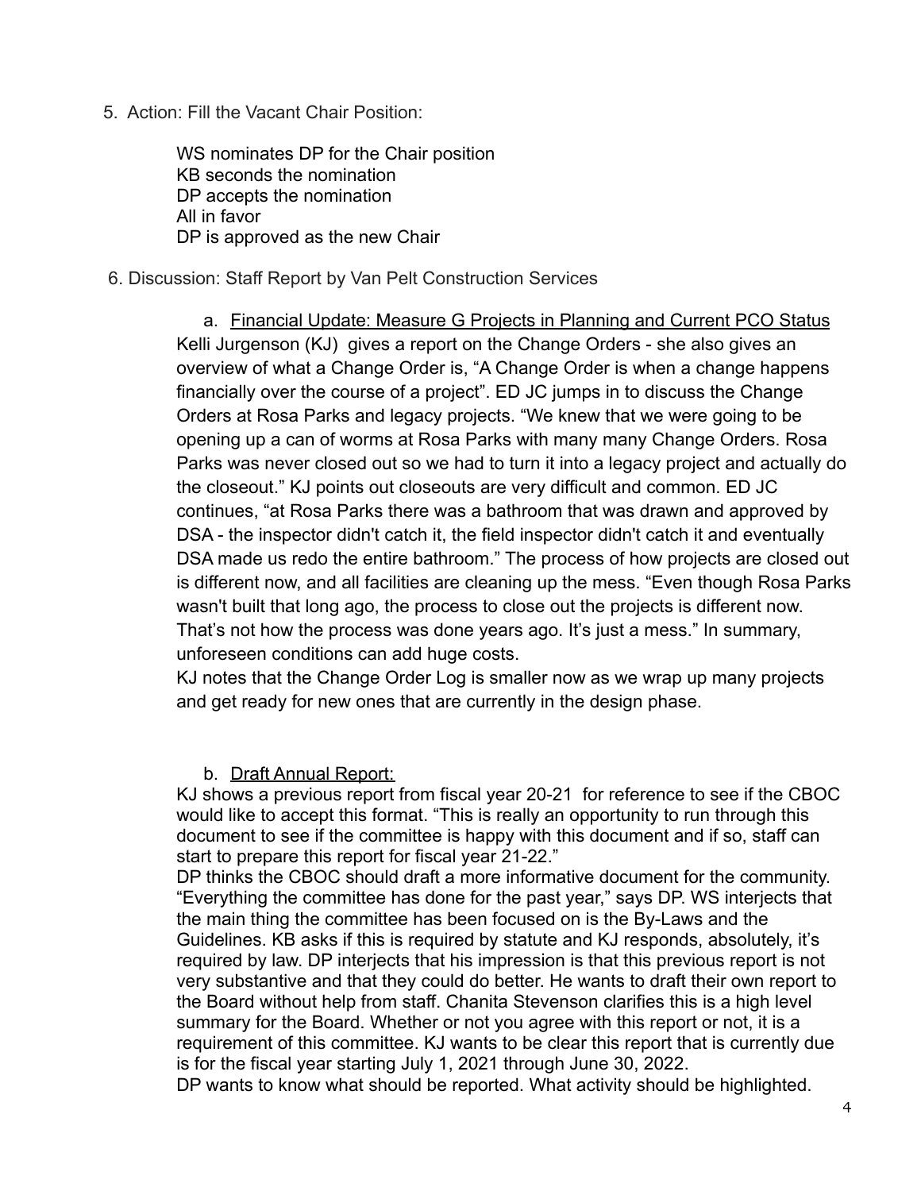5. Action: Fill the Vacant Chair Position:

    WS nominates DP for the Chair position
    KB seconds the nomination
    DP accepts the nomination
    All in favor
    DP is approved as the new Chair

6. Discussion: Staff Report by Van Pelt Construction Services

    a. <u>Financial Update: Measure G Projects in Planning and Current PCO Status</u>

    Kelli Jurgenson (KJ) gives a report on the Change Orders - she also gives an overview of what a Change Order is, "A Change Order is when a change happens financially over the course of a project". ED JC jumps in to discuss the Change Orders at Rosa Parks and legacy projects. "We knew that we were going to be opening up a can of worms at Rosa Parks with many many Change Orders. Rosa Parks was never closed out so we had to turn it into a legacy project and actually do the closeout." KJ points out closeouts are very difficult and common. ED JC continues, "at Rosa Parks there was a bathroom that was drawn and approved by DSA - the inspector didn't catch it, the field inspector didn't catch it and eventually DSA made us redo the entire bathroom." The process of how projects are closed out is different now, and all facilities are cleaning up the mess. "Even though Rosa Parks wasn't built that long ago, the process to close out the projects is different now. That's not how the process was done years ago. It's just a mess." In summary, unforeseen conditions can add huge costs.

    KJ notes that the Change Order Log is smaller now as we wrap up many projects and get ready for new ones that are currently in the design phase.

    b. <u>Draft Annual Report:</u>

    KJ shows a previous report from fiscal year 20-21 for reference to see if the CBOC would like to accept this format. "This is really an opportunity to run through this document to see if the committee is happy with this document and if so, staff can start to prepare this report for fiscal year 21-22."

    DP thinks the CBOC should draft a more informative document for the community. "Everything the committee has done for the past year," says DP. WS interjects that the main thing the committee has been focused on is the By-Laws and the Guidelines. KB asks if this is required by statute and KJ responds, absolutely, it's required by law. DP interjects that his impression is that this previous report is not very substantive and that they could do better. He wants to draft their own report to the Board without help from staff. Chanita Stevenson clarifies this is a high level summary for the Board. Whether or not you agree with this report or not, it is a requirement of this committee. KJ wants to be clear this report that is currently due is for the fiscal year starting July 1, 2021 through June 30, 2022.

    DP wants to know what should be reported. What activity should be highlighted.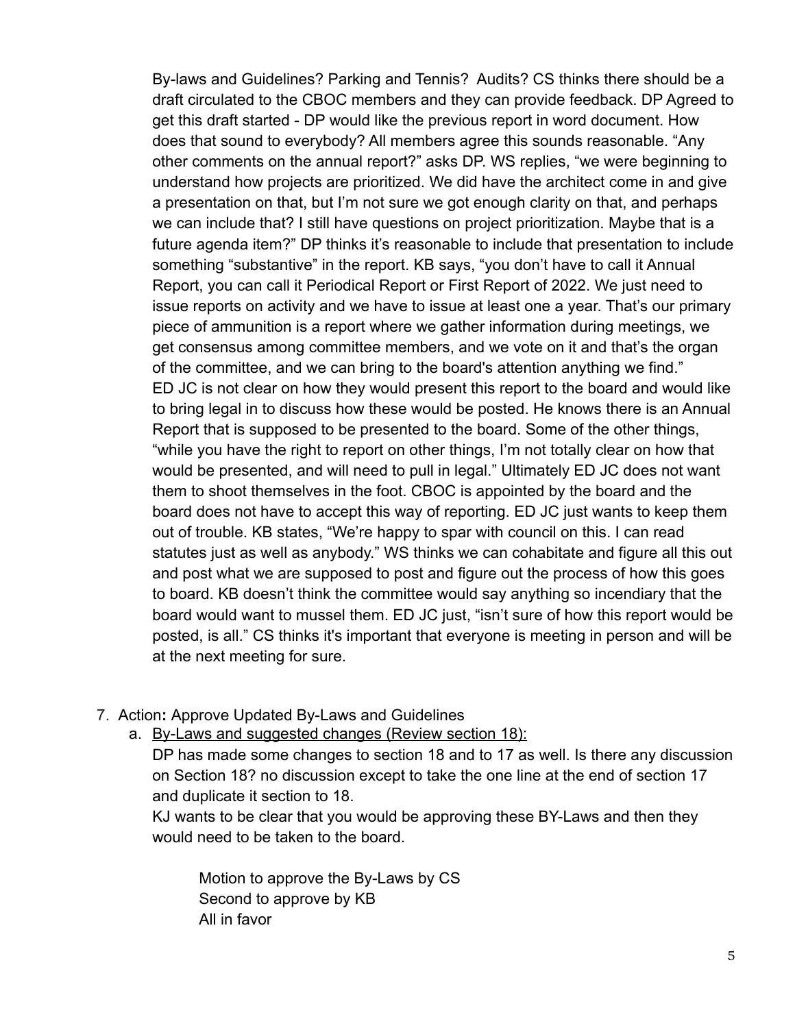By-laws and Guidelines? Parking and Tennis? Audits? CS thinks there should be a draft circulated to the CBOC members and they can provide feedback. DP Agreed to get this draft started - DP would like the previous report in word document. How does that sound to everybody? All members agree this sounds reasonable. "Any other comments on the annual report?" asks DP. WS replies, "we were beginning to understand how projects are prioritized. We did have the architect come in and give a presentation on that, but I'm not sure we got enough clarity on that, and perhaps we can include that? I still have questions on project prioritization. Maybe that is a future agenda item?" DP thinks it's reasonable to include that presentation to include something "substantive" in the report. KB says, "you don't have to call it Annual Report, you can call it Periodical Report or First Report of 2022. We just need to issue reports on activity and we have to issue at least one a year. That's our primary piece of ammunition is a report where we gather information during meetings, we get consensus among committee members, and we vote on it and that's the organ of the committee, and we can bring to the board's attention anything we find."
ED JC is not clear on how they would present this report to the board and would like to bring legal in to discuss how these would be posted. He knows there is an Annual Report that is supposed to be presented to the board. Some of the other things, "while you have the right to report on other things, I'm not totally clear on how that would be presented, and will need to pull in legal." Ultimately ED JC does not want them to shoot themselves in the foot. CBOC is appointed by the board and the board does not have to accept this way of reporting. ED JC just wants to keep them out of trouble. KB states, "We're happy to spar with council on this. I can read statutes just as well as anybody." WS thinks we can cohabitate and figure all this out and post what we are supposed to post and figure out the process of how this goes to board. KB doesn't think the committee would say anything so incendiary that the board would want to mussel them. ED JC just, "isn't sure of how this report would be posted, is all." CS thinks it's important that everyone is meeting in person and will be at the next meeting for sure.

7. Action**:** Approve Updated By-Laws and Guidelines
   a. <u>By-Laws and suggested changes (Review section 18):</u>
      DP has made some changes to section 18 and to 17 as well. Is there any discussion on Section 18? no discussion except to take the one line at the end of section 17 and duplicate it section to 18.
      KJ wants to be clear that you would be approving these BY-Laws and then they would need to be taken to the board.

      Motion to approve the By-Laws by CS
      Second to approve by KB
      All in favor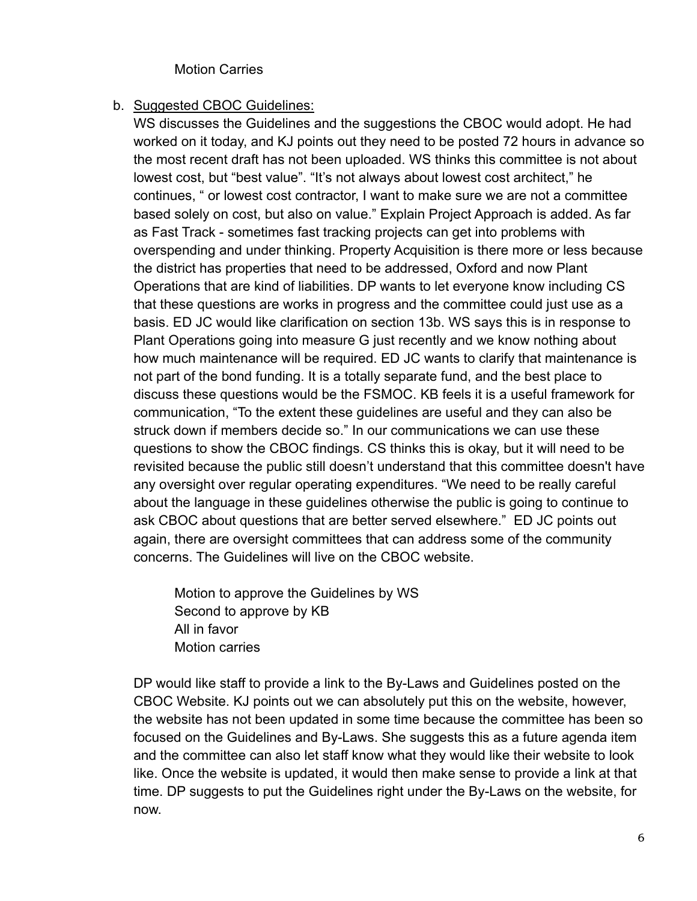Motion Carries

b. Suggested CBOC Guidelines:

WS discusses the Guidelines and the suggestions the CBOC would adopt. He had worked on it today, and KJ points out they need to be posted 72 hours in advance so the most recent draft has not been uploaded. WS thinks this committee is not about lowest cost, but "best value". "It's not always about lowest cost architect," he continues, " or lowest cost contractor, I want to make sure we are not a committee based solely on cost, but also on value." Explain Project Approach is added. As far as Fast Track - sometimes fast tracking projects can get into problems with overspending and under thinking. Property Acquisition is there more or less because the district has properties that need to be addressed, Oxford and now Plant Operations that are kind of liabilities. DP wants to let everyone know including CS that these questions are works in progress and the committee could just use as a basis. ED JC would like clarification on section 13b. WS says this is in response to Plant Operations going into measure G just recently and we know nothing about how much maintenance will be required. ED JC wants to clarify that maintenance is not part of the bond funding. It is a totally separate fund, and the best place to discuss these questions would be the FSMOC. KB feels it is a useful framework for communication, "To the extent these guidelines are useful and they can also be struck down if members decide so." In our communications we can use these questions to show the CBOC findings. CS thinks this is okay, but it will need to be revisited because the public still doesn't understand that this committee doesn't have any oversight over regular operating expenditures. "We need to be really careful about the language in these guidelines otherwise the public is going to continue to ask CBOC about questions that are better served elsewhere." ED JC points out again, there are oversight committees that can address some of the community concerns. The Guidelines will live on the CBOC website.

Motion to approve the Guidelines by WS
Second to approve by KB
All in favor
Motion carries

DP would like staff to provide a link to the By-Laws and Guidelines posted on the CBOC Website. KJ points out we can absolutely put this on the website, however, the website has not been updated in some time because the committee has been so focused on the Guidelines and By-Laws. She suggests this as a future agenda item and the committee can also let staff know what they would like their website to look like. Once the website is updated, it would then make sense to provide a link at that time. DP suggests to put the Guidelines right under the By-Laws on the website, for now.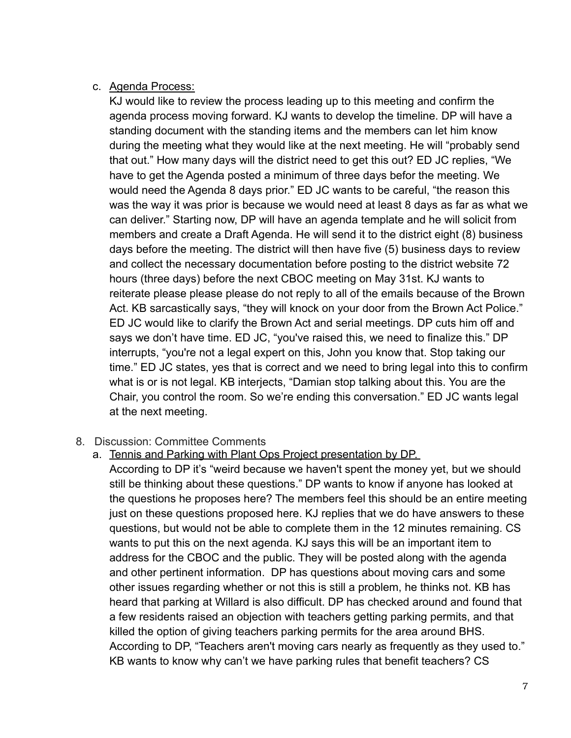c. <u>Agenda Process:</u>

   KJ would like to review the process leading up to this meeting and confirm the agenda process moving forward. KJ wants to develop the timeline. DP will have a standing document with the standing items and the members can let him know during the meeting what they would like at the next meeting. He will "probably send that out." How many days will the district need to get this out? ED JC replies, "We have to get the Agenda posted a minimum of three days befor the meeting. We would need the Agenda 8 days prior." ED JC wants to be careful, "the reason this was the way it was prior is because we would need at least 8 days as far as what we can deliver." Starting now, DP will have an agenda template and he will solicit from members and create a Draft Agenda. He will send it to the district eight (8) business days before the meeting. The district will then have five (5) business days to review and collect the necessary documentation before posting to the district website 72 hours (three days) before the next CBOC meeting on May 31st. KJ wants to reiterate please please please do not reply to all of the emails because of the Brown Act. KB sarcastically says, "they will knock on your door from the Brown Act Police." ED JC would like to clarify the Brown Act and serial meetings. DP cuts him off and says we don't have time. ED JC, "you've raised this, we need to finalize this." DP interrupts, "you're not a legal expert on this, John you know that. Stop taking our time." ED JC states, yes that is correct and we need to bring legal into this to confirm what is or is not legal. KB interjects, "Damian stop talking about this. You are the Chair, you control the room. So we're ending this conversation." ED JC wants legal at the next meeting.

8. Discussion: Committee Comments

   a. <u>Tennis and Parking with Plant Ops Project presentation by DP.</u>

   According to DP it's "weird because we haven't spent the money yet, but we should still be thinking about these questions." DP wants to know if anyone has looked at the questions he proposes here? The members feel this should be an entire meeting just on these questions proposed here. KJ replies that we do have answers to these questions, but would not be able to complete them in the 12 minutes remaining. CS wants to put this on the next agenda. KJ says this will be an important item to address for the CBOC and the public. They will be posted along with the agenda and other pertinent information. DP has questions about moving cars and some other issues regarding whether or not this is still a problem, he thinks not. KB has heard that parking at Willard is also difficult. DP has checked around and found that a few residents raised an objection with teachers getting parking permits, and that killed the option of giving teachers parking permits for the area around BHS. According to DP, "Teachers aren't moving cars nearly as frequently as they used to." KB wants to know why can't we have parking rules that benefit teachers? CS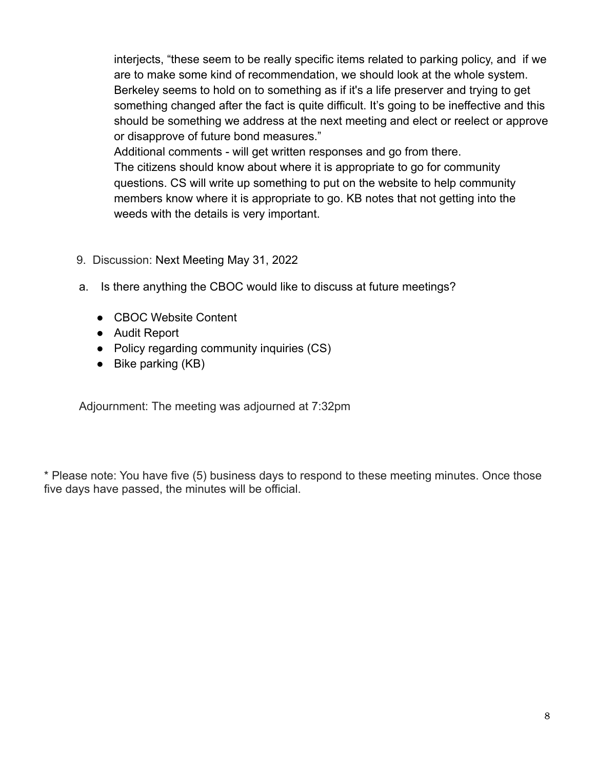interjects, “these seem to be really specific items related to parking policy, and if we are to make some kind of recommendation, we should look at the whole system. Berkeley seems to hold on to something as if it's a life preserver and trying to get something changed after the fact is quite difficult. It’s going to be ineffective and this should be something we address at the next meeting and elect or reelect or approve or disapprove of future bond measures.”

Additional comments - will get written responses and go from there.

The citizens should know about where it is appropriate to go for community questions. CS will write up something to put on the website to help community members know where it is appropriate to go. KB notes that not getting into the weeds with the details is very important.

9. Discussion: Next Meeting May 31, 2022

a. Is there anything the CBOC would like to discuss at future meetings?

- CBOC Website Content
- Audit Report
- Policy regarding community inquiries (CS)
- Bike parking (KB)

Adjournment: The meeting was adjourned at 7:32pm

* Please note: You have five (5) business days to respond to these meeting minutes. Once those five days have passed, the minutes will be official.